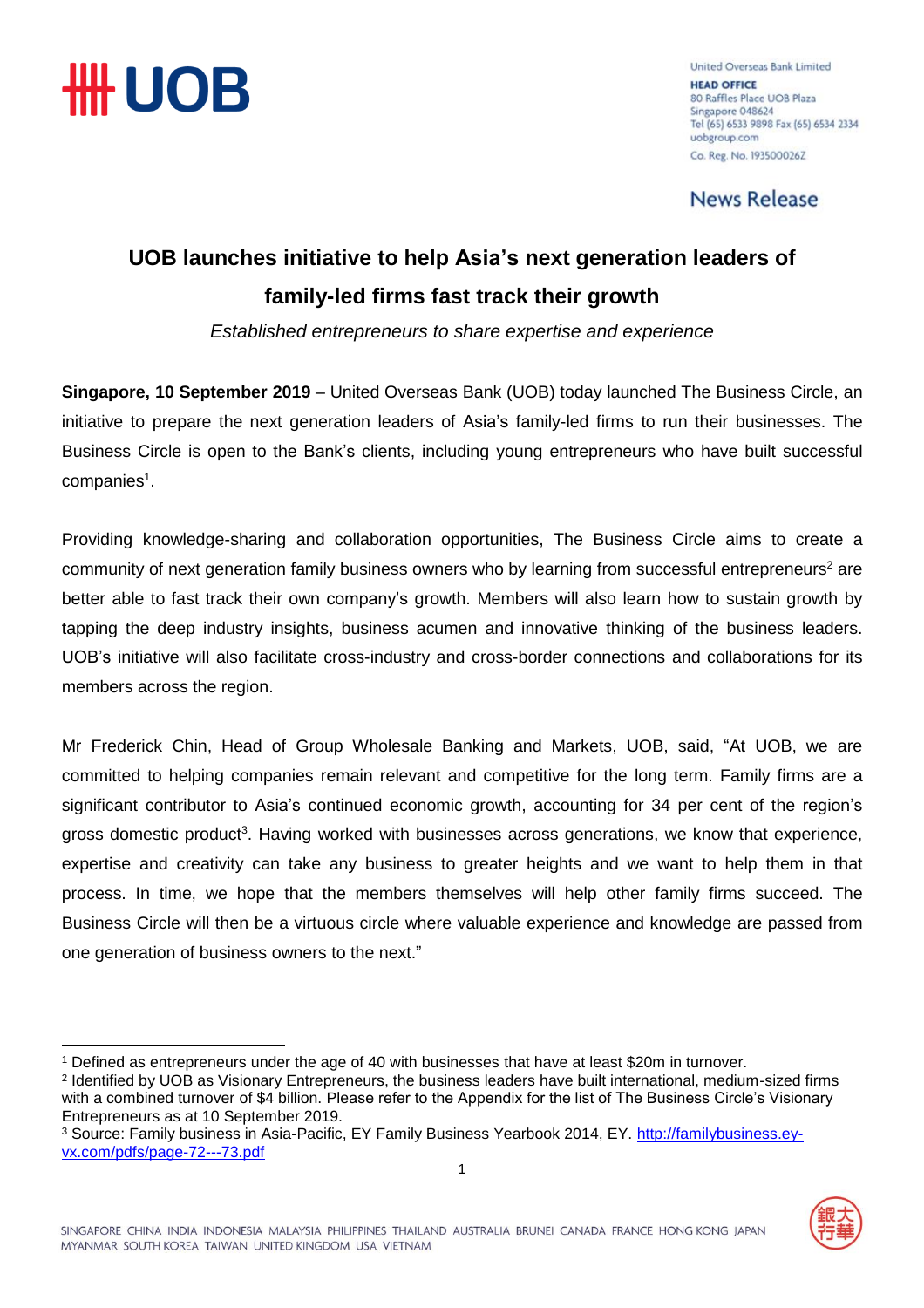United Overseas Bank Limited
**HEAD OFFICE**
80 Raffles Place UOB Plaza
Singapore 048624
Tel (65) 6533 9898 Fax (65) 6534 2334
uobgroup.com
Co. Reg. No. 193500026Z

News Release

# UOB launches initiative to help Asia's next generation leaders of family-led firms fast track their growth

*Established entrepreneurs to share expertise and experience*

**Singapore, 10 September 2019** – United Overseas Bank (UOB) today launched The Business Circle, an initiative to prepare the next generation leaders of Asia's family-led firms to run their businesses. The Business Circle is open to the Bank's clients, including young entrepreneurs who have built successful companies[1].

Providing knowledge-sharing and collaboration opportunities, The Business Circle aims to create a community of next generation family business owners who by learning from successful entrepreneurs[2] are better able to fast track their own company's growth. Members will also learn how to sustain growth by tapping the deep industry insights, business acumen and innovative thinking of the business leaders. UOB's initiative will also facilitate cross-industry and cross-border connections and collaborations for its members across the region.

Mr Frederick Chin, Head of Group Wholesale Banking and Markets, UOB, said, "At UOB, we are committed to helping companies remain relevant and competitive for the long term. Family firms are a significant contributor to Asia's continued economic growth, accounting for 34 per cent of the region's gross domestic product[3]. Having worked with businesses across generations, we know that experience, expertise and creativity can take any business to greater heights and we want to help them in that process. In time, we hope that the members themselves will help other family firms succeed. The Business Circle will then be a virtuous circle where valuable experience and knowledge are passed from one generation of business owners to the next."

---

[1] Defined as entrepreneurs under the age of 40 with businesses that have at least $20m in turnover.

[2] Identified by UOB as Visionary Entrepreneurs, the business leaders have built international, medium-sized firms with a combined turnover of $4 billion. Please refer to the Appendix for the list of The Business Circle's Visionary Entrepreneurs as at 10 September 2019.

[3] Source: Family business in Asia-Pacific, EY Family Business Yearbook 2014, EY. http://familybusiness.ey-vx.com/pdfs/page-72---73.pdf

SINGAPORE CHINA INDIA INDONESIA MALAYSIA PHILIPPINES THAILAND AUSTRALIA BRUNEI CANADA FRANCE HONG KONG JAPAN MYANMAR SOUTH KOREA TAIWAN UNITED KINGDOM USA VIETNAM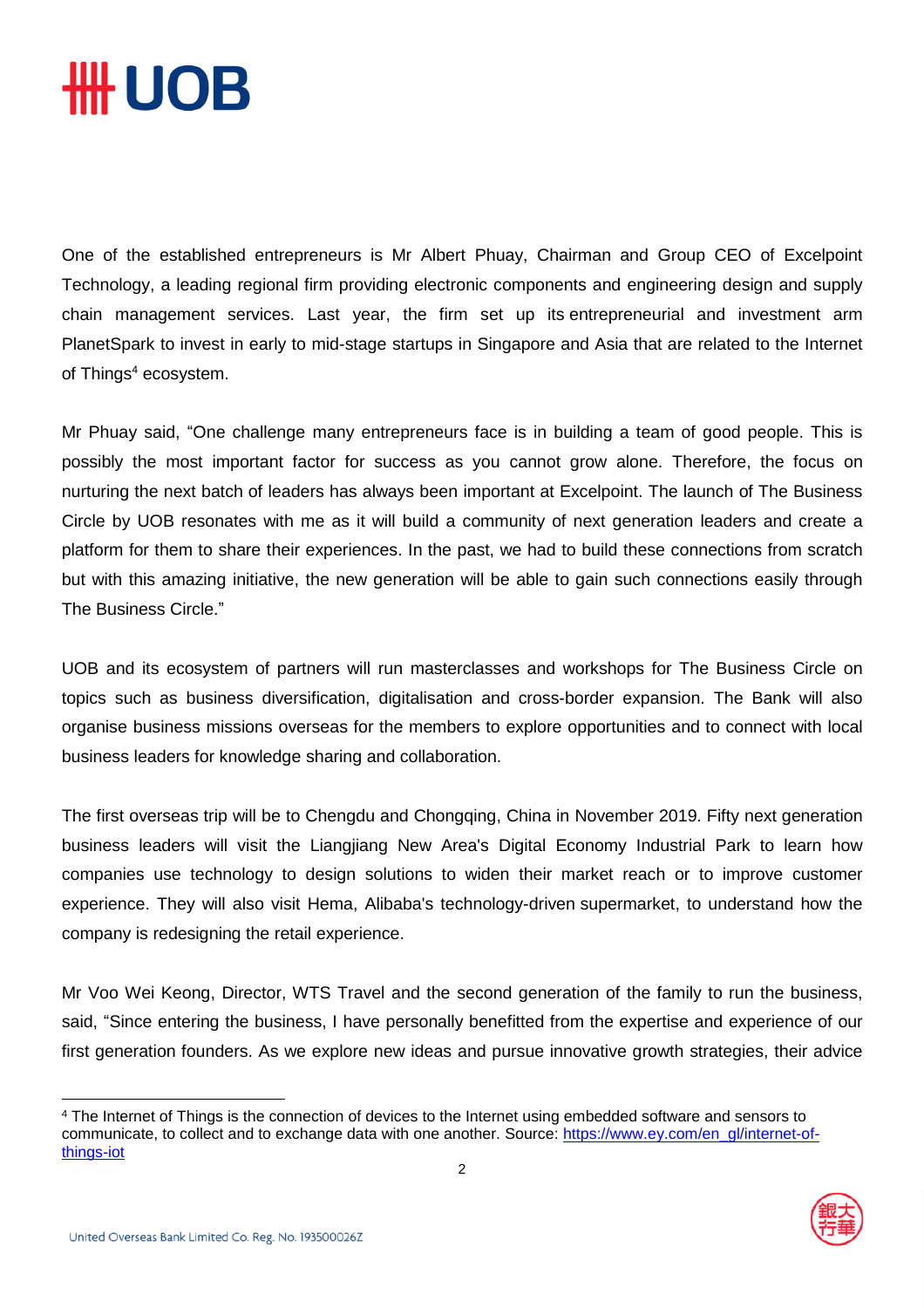One of the established entrepreneurs is Mr Albert Phuay, Chairman and Group CEO of Excelpoint Technology, a leading regional firm providing electronic components and engineering design and supply chain management services. Last year, the firm set up its entrepreneurial and investment arm PlanetSpark to invest in early to mid-stage startups in Singapore and Asia that are related to the Internet of Things[4] ecosystem.

Mr Phuay said, "One challenge many entrepreneurs face is in building a team of good people. This is possibly the most important factor for success as you cannot grow alone. Therefore, the focus on nurturing the next batch of leaders has always been important at Excelpoint. The launch of The Business Circle by UOB resonates with me as it will build a community of next generation leaders and create a platform for them to share their experiences. In the past, we had to build these connections from scratch but with this amazing initiative, the new generation will be able to gain such connections easily through The Business Circle."

UOB and its ecosystem of partners will run masterclasses and workshops for The Business Circle on topics such as business diversification, digitalisation and cross-border expansion. The Bank will also organise business missions overseas for the members to explore opportunities and to connect with local business leaders for knowledge sharing and collaboration.

The first overseas trip will be to Chengdu and Chongqing, China in November 2019. Fifty next generation business leaders will visit the Liangjiang New Area's Digital Economy Industrial Park to learn how companies use technology to design solutions to widen their market reach or to improve customer experience. They will also visit Hema, Alibaba's technology-driven supermarket, to understand how the company is redesigning the retail experience.

Mr Voo Wei Keong, Director, WTS Travel and the second generation of the family to run the business, said, "Since entering the business, I have personally benefitted from the expertise and experience of our first generation founders. As we explore new ideas and pursue innovative growth strategies, their advice

[4] The Internet of Things is the connection of devices to the Internet using embedded software and sensors to communicate, to collect and to exchange data with one another. Source: https://www.ey.com/en_gl/internet-of-things-iot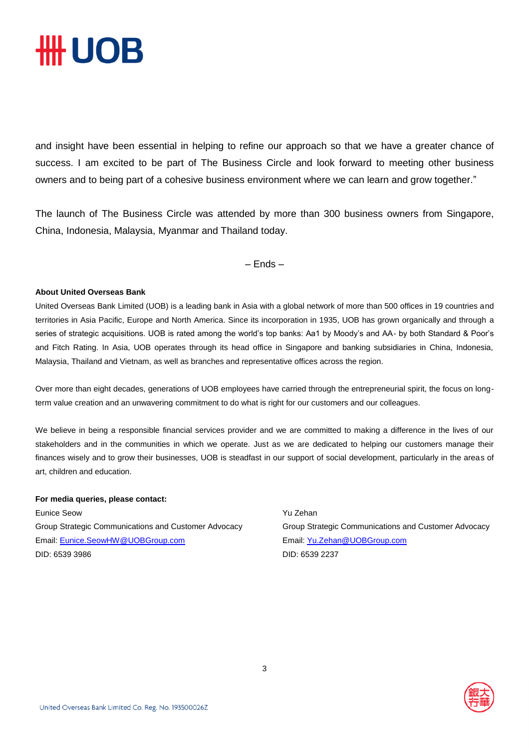and insight have been essential in helping to refine our approach so that we have a greater chance of success. I am excited to be part of The Business Circle and look forward to meeting other business owners and to being part of a cohesive business environment where we can learn and grow together."

The launch of The Business Circle was attended by more than 300 business owners from Singapore, China, Indonesia, Malaysia, Myanmar and Thailand today.

– Ends –

**About United Overseas Bank**

United Overseas Bank Limited (UOB) is a leading bank in Asia with a global network of more than 500 offices in 19 countries and territories in Asia Pacific, Europe and North America. Since its incorporation in 1935, UOB has grown organically and through a series of strategic acquisitions. UOB is rated among the world's top banks: Aa1 by Moody's and AA- by both Standard & Poor's and Fitch Rating. In Asia, UOB operates through its head office in Singapore and banking subsidiaries in China, Indonesia, Malaysia, Thailand and Vietnam, as well as branches and representative offices across the region.

Over more than eight decades, generations of UOB employees have carried through the entrepreneurial spirit, the focus on long-term value creation and an unwavering commitment to do what is right for our customers and our colleagues.

We believe in being a responsible financial services provider and we are committed to making a difference in the lives of our stakeholders and in the communities in which we operate. Just as we are dedicated to helping our customers manage their finances wisely and to grow their businesses, UOB is steadfast in our support of social development, particularly in the areas of art, children and education.

**For media queries, please contact:**

Eunice Seow
Group Strategic Communications and Customer Advocacy
Email: Eunice.SeowHW@UOBGroup.com
DID: 6539 3986

Yu Zehan
Group Strategic Communications and Customer Advocacy
Email: Yu.Zehan@UOBGroup.com
DID: 6539 2237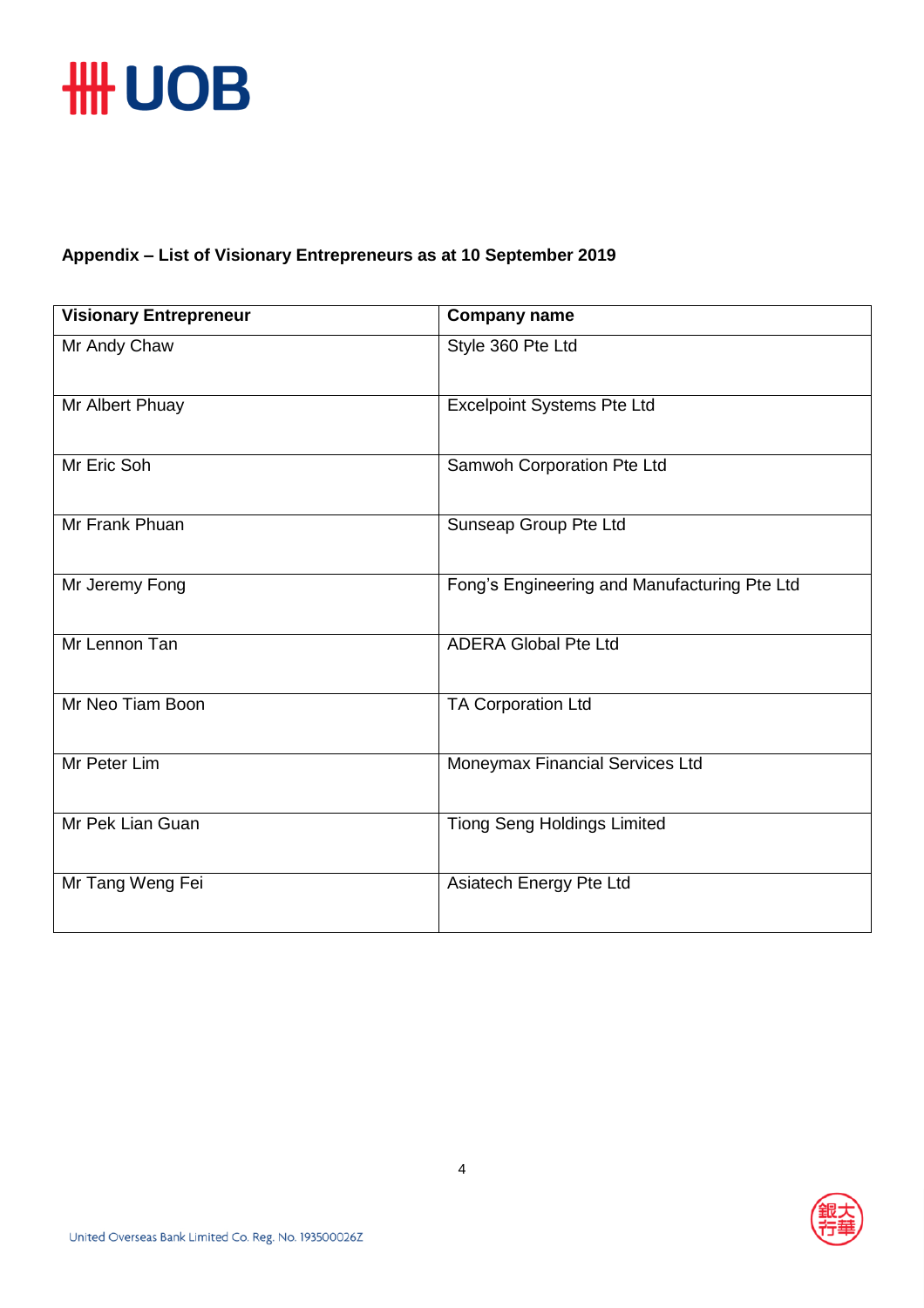**Appendix – List of Visionary Entrepreneurs as at 10 September 2019**

| Visionary Entrepreneur | Company name |
|---|---|
| Mr Andy Chaw | Style 360 Pte Ltd |
| Mr Albert Phuay | Excelpoint Systems Pte Ltd |
| Mr Eric Soh | Samwoh Corporation Pte Ltd |
| Mr Frank Phuan | Sunseap Group Pte Ltd |
| Mr Jeremy Fong | Fong's Engineering and Manufacturing Pte Ltd |
| Mr Lennon Tan | ADERA Global Pte Ltd |
| Mr Neo Tiam Boon | TA Corporation Ltd |
| Mr Peter Lim | Moneymax Financial Services Ltd |
| Mr Pek Lian Guan | Tiong Seng Holdings Limited |
| Mr Tang Weng Fei | Asiatech Energy Pte Ltd |